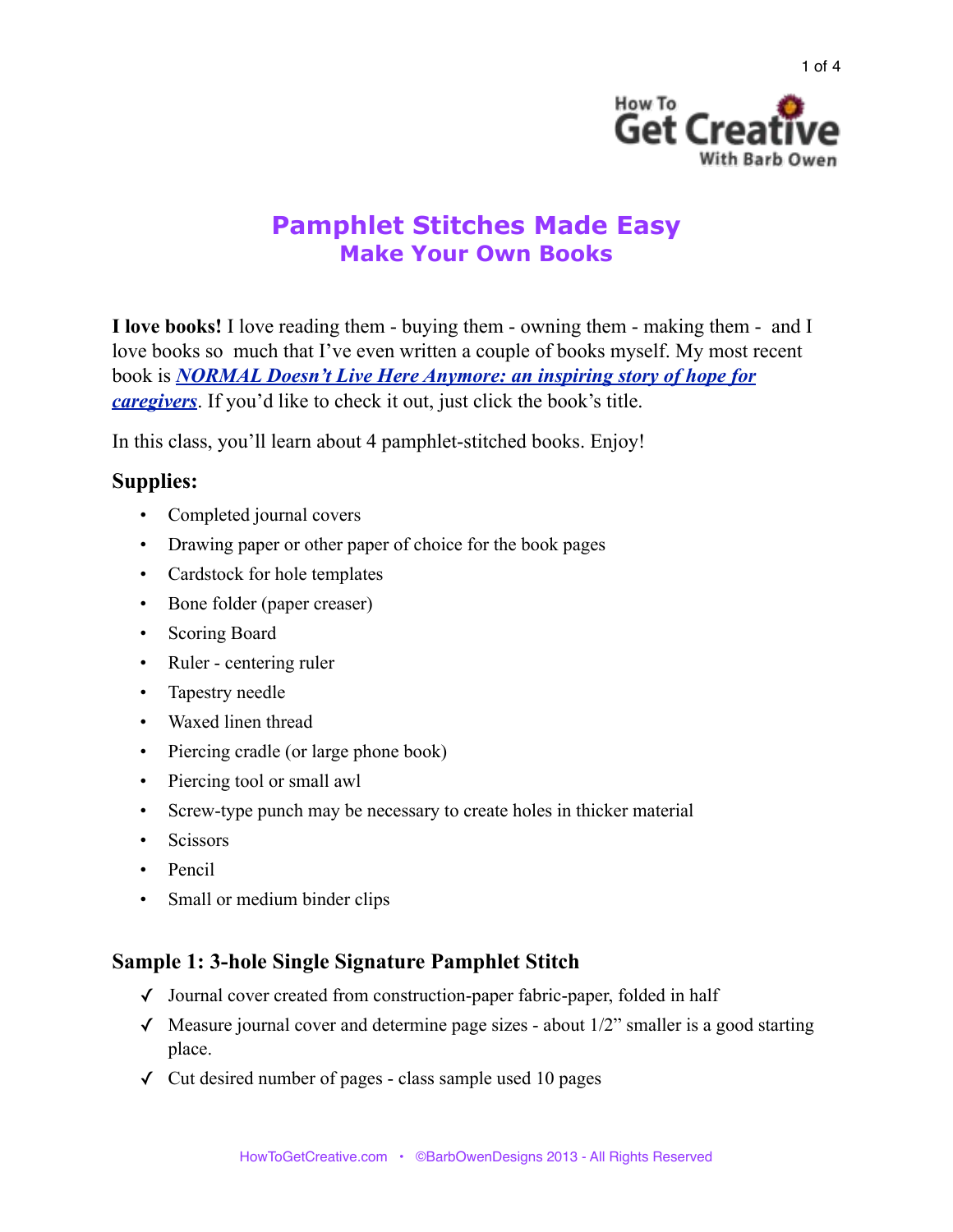# Pamphlet Stitches Made Easy
## Make Your Own Books

**I love books!** I love reading them - buying them - owning them - making them - and I love books so much that I've even written a couple of books myself. My most recent book is ***NORMAL Doesn't Live Here Anymore: an inspiring story of hope for caregivers***. If you'd like to check it out, just click the book's title.

In this class, you'll learn about 4 pamphlet-stitched books. Enjoy!

### Supplies:

- Completed journal covers
- Drawing paper or other paper of choice for the book pages
- Cardstock for hole templates
- Bone folder (paper creaser)
- Scoring Board
- Ruler - centering ruler
- Tapestry needle
- Waxed linen thread
- Piercing cradle (or large phone book)
- Piercing tool or small awl
- Screw-type punch may be necessary to create holes in thicker material
- Scissors
- Pencil
- Small or medium binder clips

### Sample 1: 3-hole Single Signature Pamphlet Stitch

- ✓ Journal cover created from construction-paper fabric-paper, folded in half
- ✓ Measure journal cover and determine page sizes - about 1/2" smaller is a good starting place.
- ✓ Cut desired number of pages - class sample used 10 pages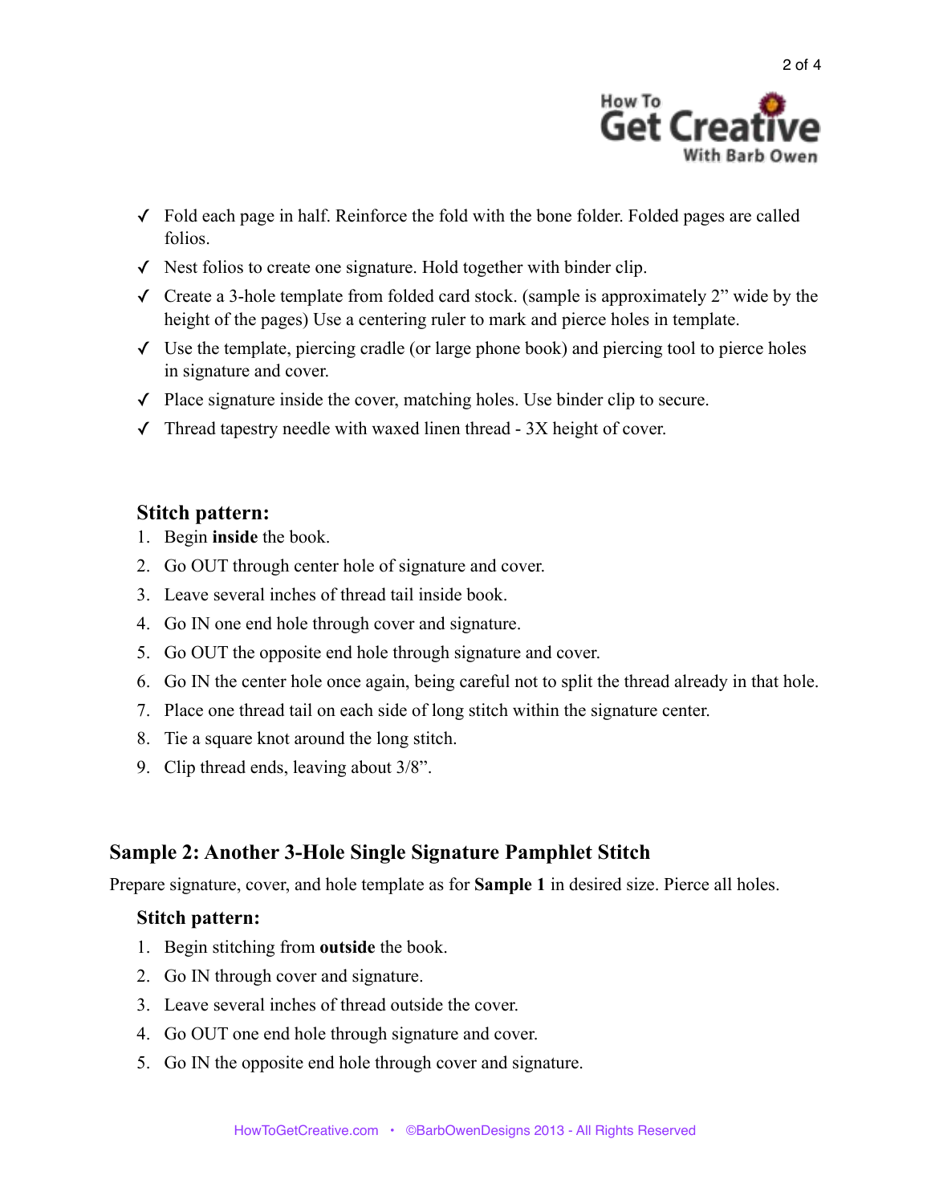- ✓ Fold each page in half. Reinforce the fold with the bone folder. Folded pages are called folios.
- ✓ Nest folios to create one signature. Hold together with binder clip.
- ✓ Create a 3-hole template from folded card stock. (sample is approximately 2” wide by the height of the pages) Use a centering ruler to mark and pierce holes in template.
- ✓ Use the template, piercing cradle (or large phone book) and piercing tool to pierce holes in signature and cover.
- ✓ Place signature inside the cover, matching holes. Use binder clip to secure.
- ✓ Thread tapestry needle with waxed linen thread - 3X height of cover.

### Stitch pattern:

1. Begin **inside** the book.
2. Go OUT through center hole of signature and cover.
3. Leave several inches of thread tail inside book.
4. Go IN one end hole through cover and signature.
5. Go OUT the opposite end hole through signature and cover.
6. Go IN the center hole once again, being careful not to split the thread already in that hole.
7. Place one thread tail on each side of long stitch within the signature center.
8. Tie a square knot around the long stitch.
9. Clip thread ends, leaving about 3/8”.

## Sample 2: Another 3-Hole Single Signature Pamphlet Stitch

Prepare signature, cover, and hole template as for **Sample 1** in desired size. Pierce all holes.

### Stitch pattern:

1. Begin stitching from **outside** the book.
2. Go IN through cover and signature.
3. Leave several inches of thread outside the cover.
4. Go OUT one end hole through signature and cover.
5. Go IN the opposite end hole through cover and signature.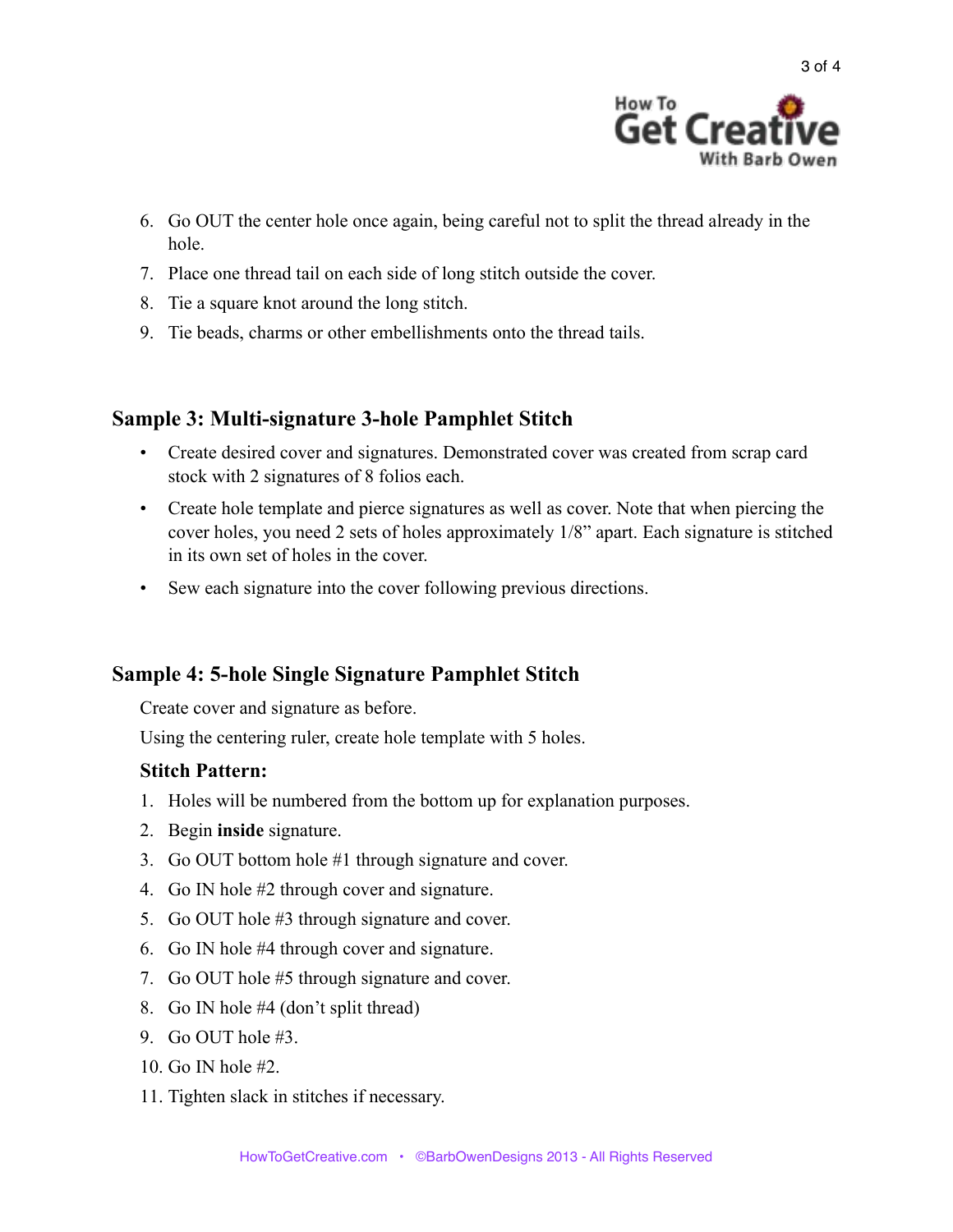6. Go OUT the center hole once again, being careful not to split the thread already in the hole.
7. Place one thread tail on each side of long stitch outside the cover.
8. Tie a square knot around the long stitch.
9. Tie beads, charms or other embellishments onto the thread tails.

## Sample 3: Multi-signature 3-hole Pamphlet Stitch

- Create desired cover and signatures. Demonstrated cover was created from scrap card stock with 2 signatures of 8 folios each.
- Create hole template and pierce signatures as well as cover. Note that when piercing the cover holes, you need 2 sets of holes approximately 1/8" apart. Each signature is stitched in its own set of holes in the cover.
- Sew each signature into the cover following previous directions.

## Sample 4: 5-hole Single Signature Pamphlet Stitch

Create cover and signature as before.

Using the centering ruler, create hole template with 5 holes.

### Stitch Pattern:

1. Holes will be numbered from the bottom up for explanation purposes.
2. Begin **inside** signature.
3. Go OUT bottom hole #1 through signature and cover.
4. Go IN hole #2 through cover and signature.
5. Go OUT hole #3 through signature and cover.
6. Go IN hole #4 through cover and signature.
7. Go OUT hole #5 through signature and cover.
8. Go IN hole #4 (don't split thread)
9. Go OUT hole #3.
10. Go IN hole #2.
11. Tighten slack in stitches if necessary.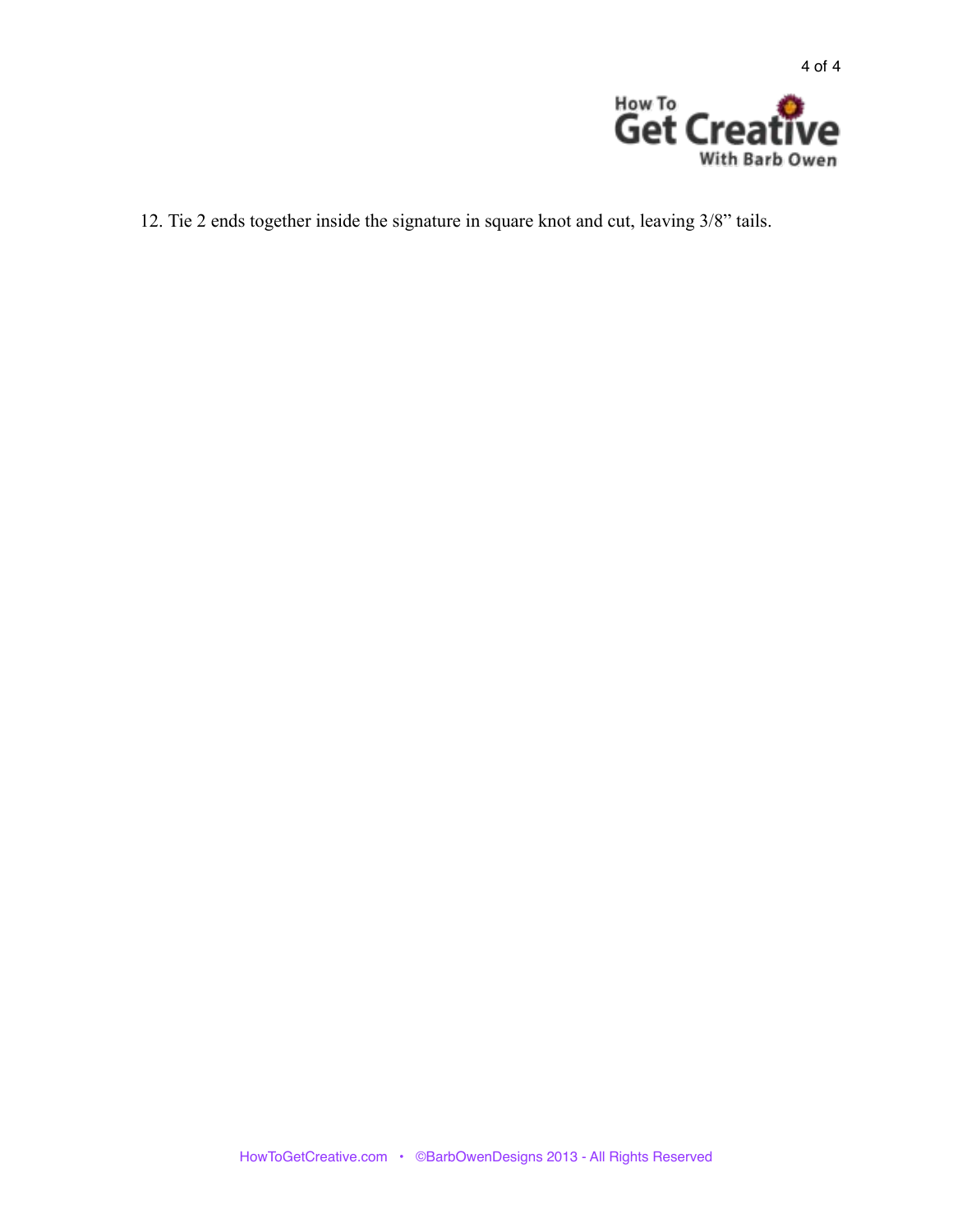12. Tie 2 ends together inside the signature in square knot and cut, leaving 3/8” tails.